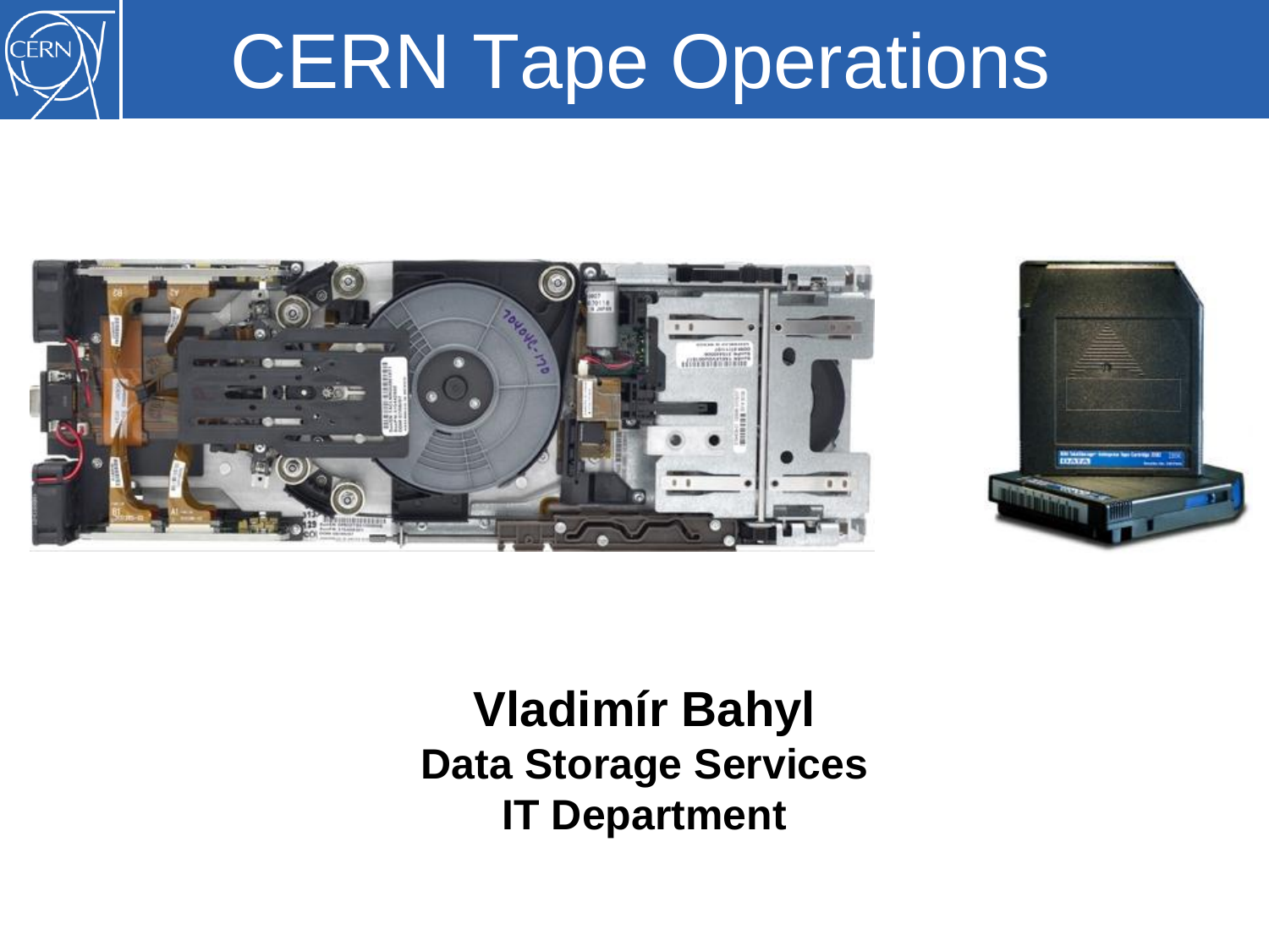# CERN Tape Operations

**Vladimír Bahyl**
**Data Storage Services**
**IT Department**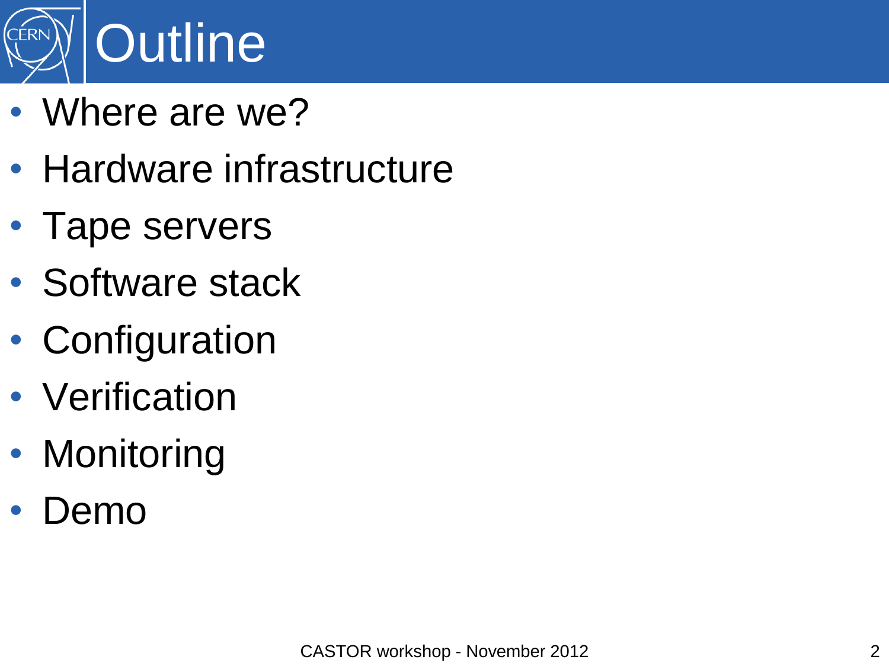# Outline

- Where are we?
- Hardware infrastructure
- Tape servers
- Software stack
- Configuration
- Verification
- Monitoring
- Demo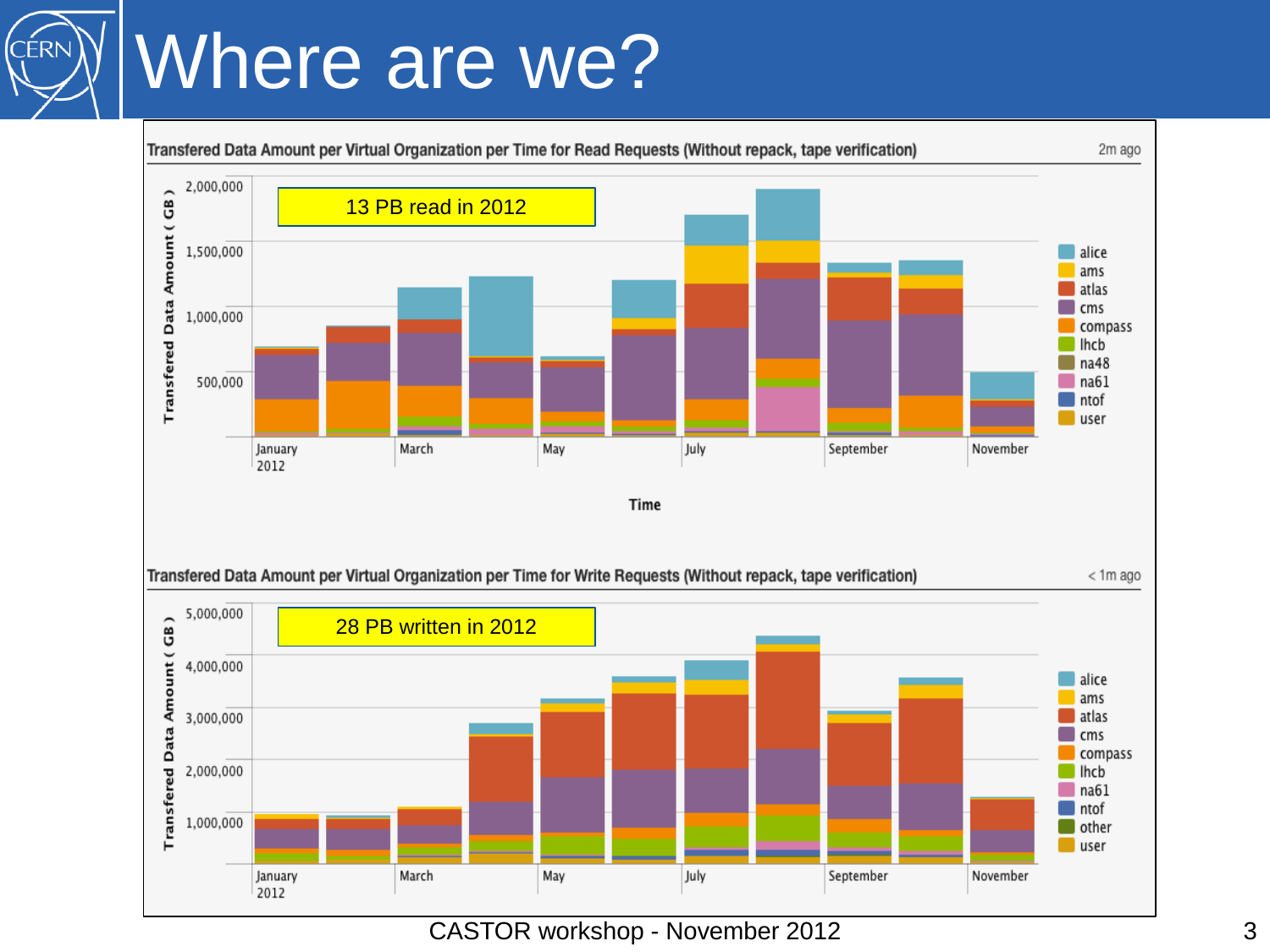# Where are we?

**Transfered Data Amount per Virtual Organization per Time for Read Requests (Without repack, tape verification)**

13 PB read in 2012

**Transfered Data Amount per Virtual Organization per Time for Write Requests (Without repack, tape verification)**

28 PB written in 2012

CASTOR workshop - November 2012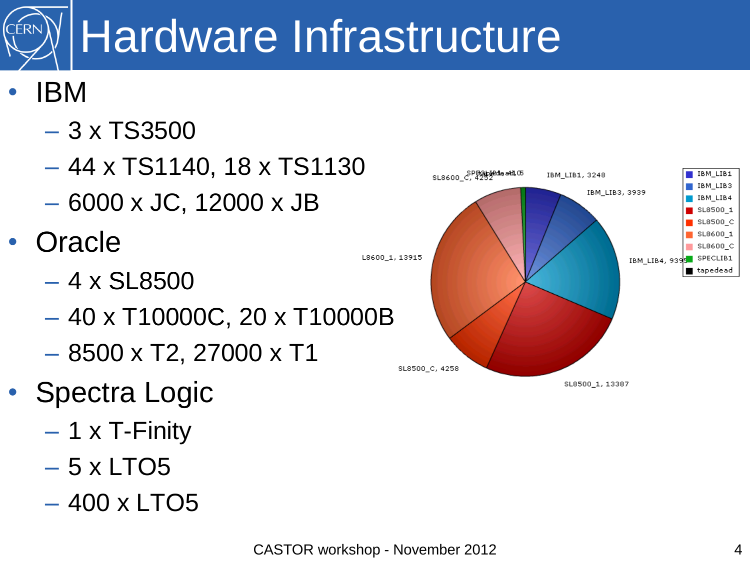# Hardware Infrastructure

- IBM
  - 3 x TS3500
  - 44 x TS1140, 18 x TS1130
  - 6000 x JC, 12000 x JB
- Oracle
  - 4 x SL8500
  - 40 x T10000C, 20 x T10000B
  - 8500 x T2, 27000 x T1
- Spectra Logic
  - 1 x T-Finity
  - 5 x LTO5
  - 400 x LTO5

CASTOR workshop - November 2012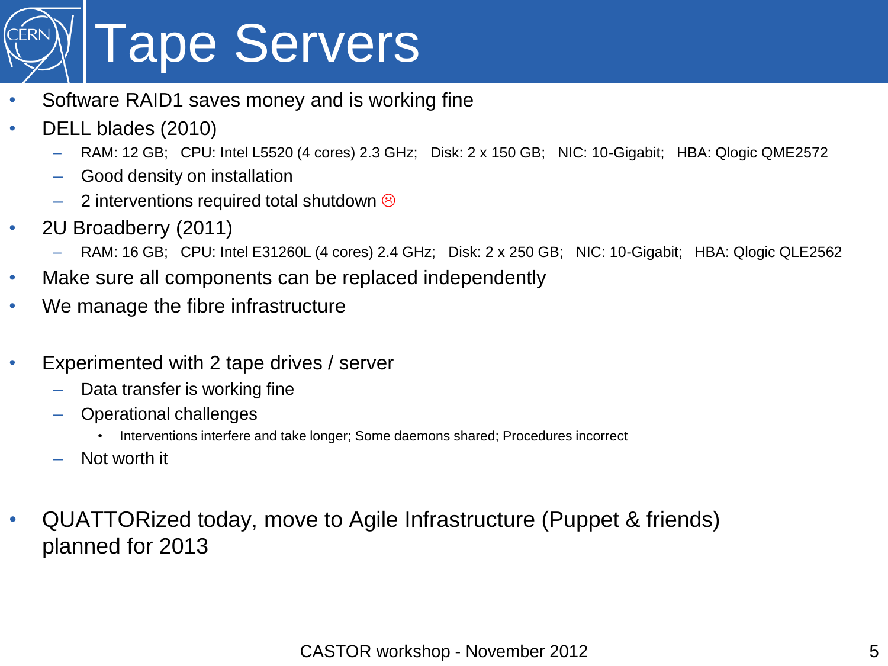# Tape Servers

- Software RAID1 saves money and is working fine
- DELL blades (2010)
  - RAM: 12 GB; CPU: Intel L5520 (4 cores) 2.3 GHz; Disk: 2 x 150 GB; NIC: 10-Gigabit; HBA: Qlogic QME2572
  - Good density on installation
  - 2 interventions required total shutdown ☹
- 2U Broadberry (2011)
  - RAM: 16 GB; CPU: Intel E31260L (4 cores) 2.4 GHz; Disk: 2 x 250 GB; NIC: 10-Gigabit; HBA: Qlogic QLE2562
- Make sure all components can be replaced independently
- We manage the fibre infrastructure

- Experimented with 2 tape drives / server
  - Data transfer is working fine
  - Operational challenges
    - Interventions interfere and take longer; Some daemons shared; Procedures incorrect
  - Not worth it

- QUATTORized today, move to Agile Infrastructure (Puppet & friends) planned for 2013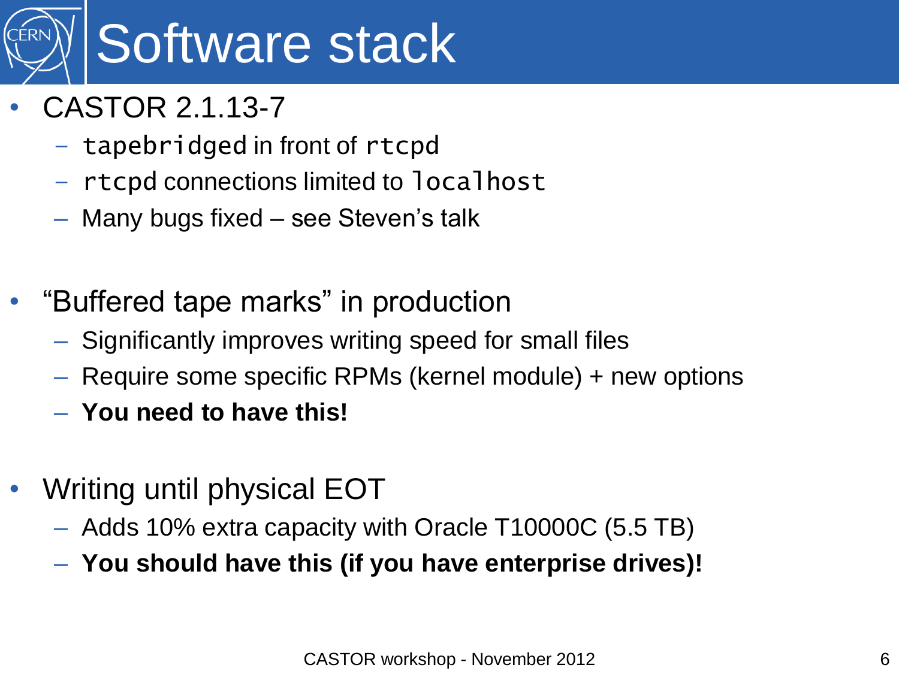# Software stack

- CASTOR 2.1.13-7
  - `tapebridged` in front of `rtcpd`
  - `rtcpd` connections limited to `localhost`
  - Many bugs fixed – see Steven's talk

- "Buffered tape marks" in production
  - Significantly improves writing speed for small files
  - Require some specific RPMs (kernel module) + new options
  - **You need to have this!**

- Writing until physical EOT
  - Adds 10% extra capacity with Oracle T10000C (5.5 TB)
  - **You should have this (if you have enterprise drives)!**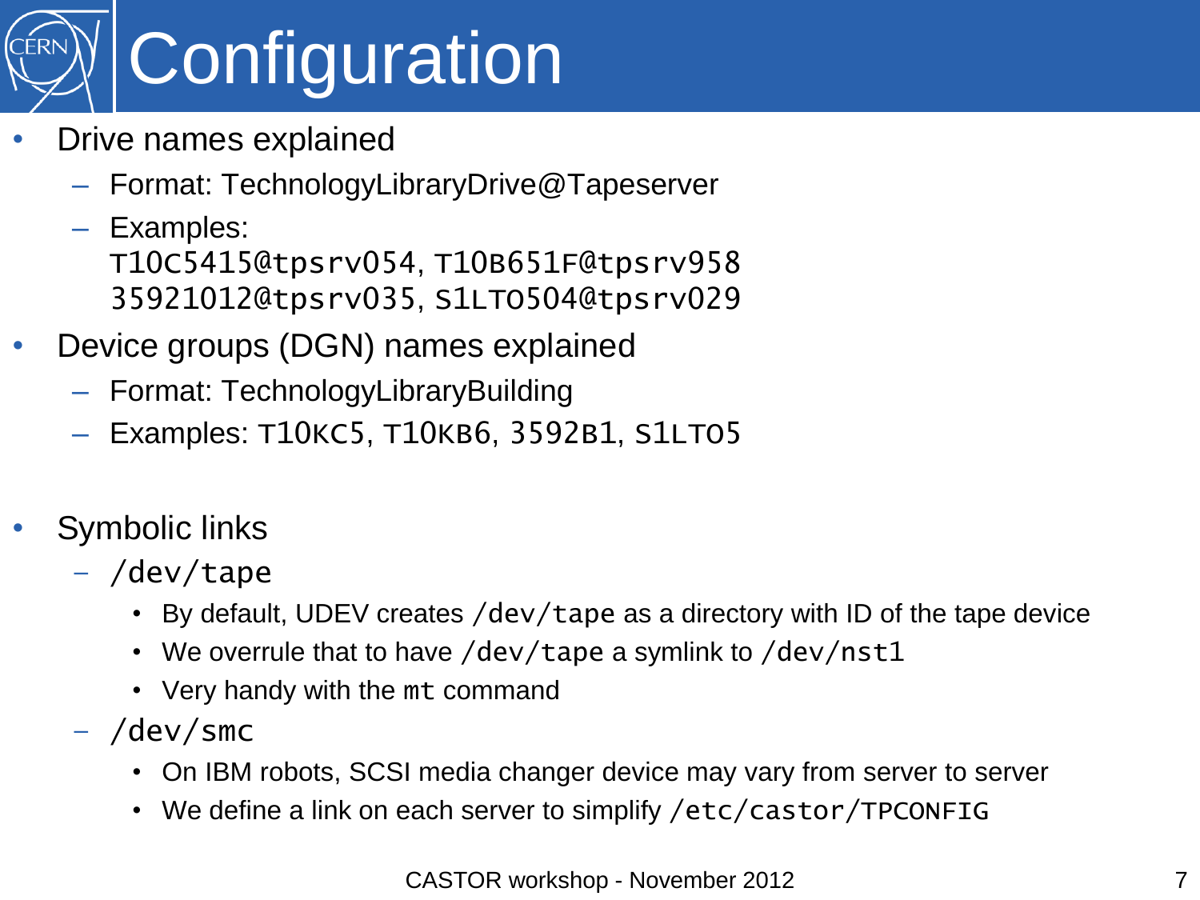# Configuration

- Drive names explained
  - Format: TechnologyLibraryDrive@Tapeserver
  - Examples:
    `T10C5415@tpsrv054`, `T10B651F@tpsrv958`
    `35921012@tpsrv035`, `S1LTO504@tpsrv029`
- Device groups (DGN) names explained
  - Format: TechnologyLibraryBuilding
  - Examples: `T10KC5`, `T10KB6`, `3592B1`, `S1LTO5`

- Symbolic links
  - `/dev/tape`
    - By default, UDEV creates `/dev/tape` as a directory with ID of the tape device
    - We overrule that to have `/dev/tape` a symlink to `/dev/nst1`
    - Very handy with the `mt` command
  - `/dev/smc`
    - On IBM robots, SCSI media changer device may vary from server to server
    - We define a link on each server to simplify `/etc/castor/TPCONFIG`

CASTOR workshop - November 2012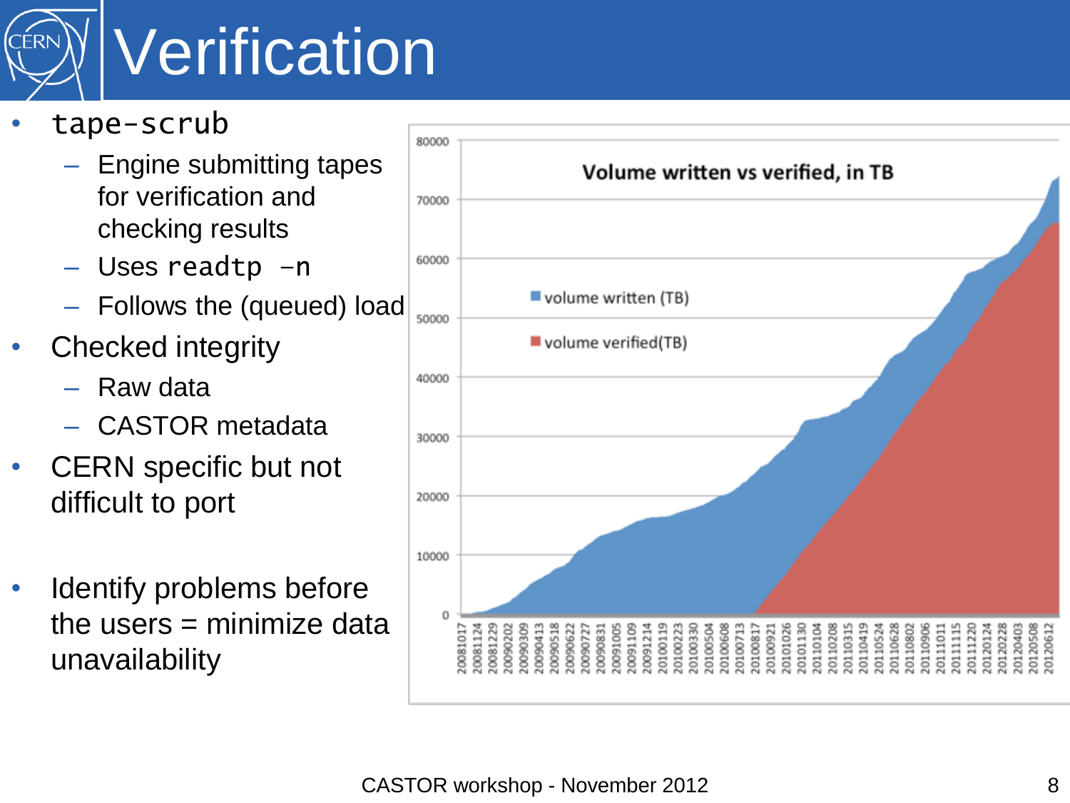# Verification

- `tape-scrub`
  - Engine submitting tapes for verification and checking results
  - Uses `readtp -n`
  - Follows the (queued) load
- Checked integrity
  - Raw data
  - CASTOR metadata
- CERN specific but not difficult to port
- Identify problems before the users = minimize data unavailability

**Volume written vs verified, in TB**

- volume written (TB)
- volume verified(TB)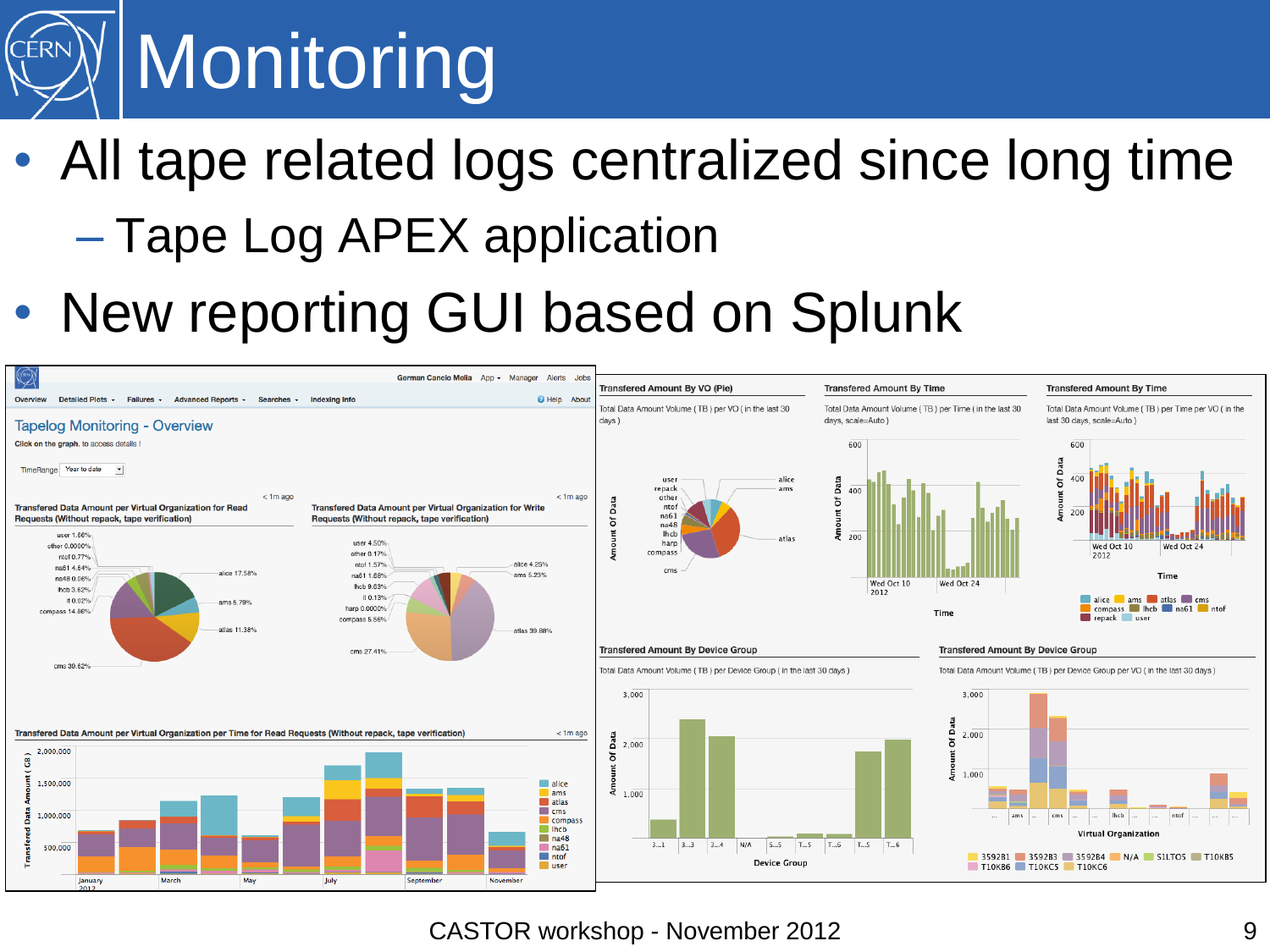# Monitoring

- All tape related logs centralized since long time
  - Tape Log APEX application
- New reporting GUI based on Splunk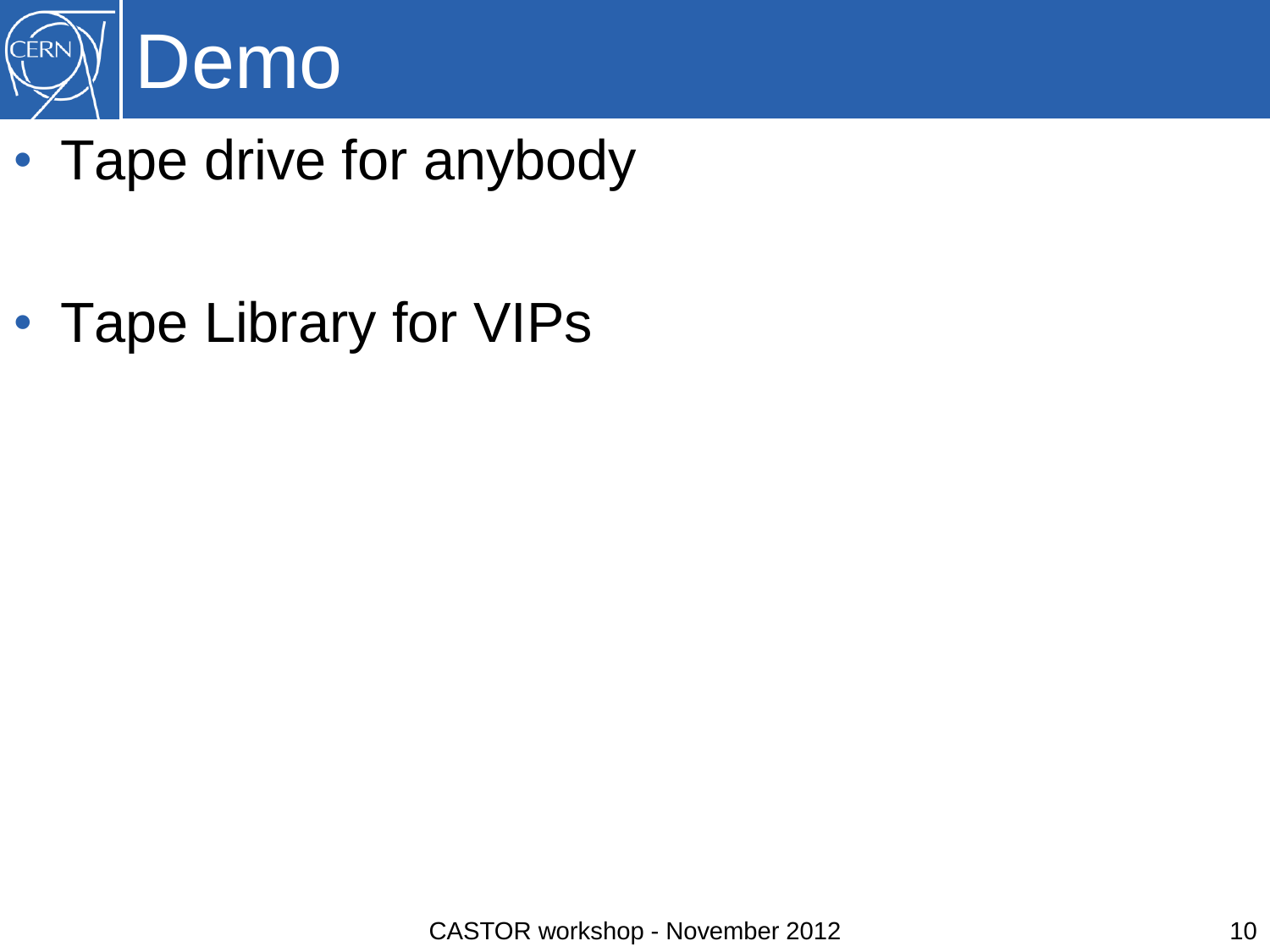# Demo

- Tape drive for anybody
- Tape Library for VIPs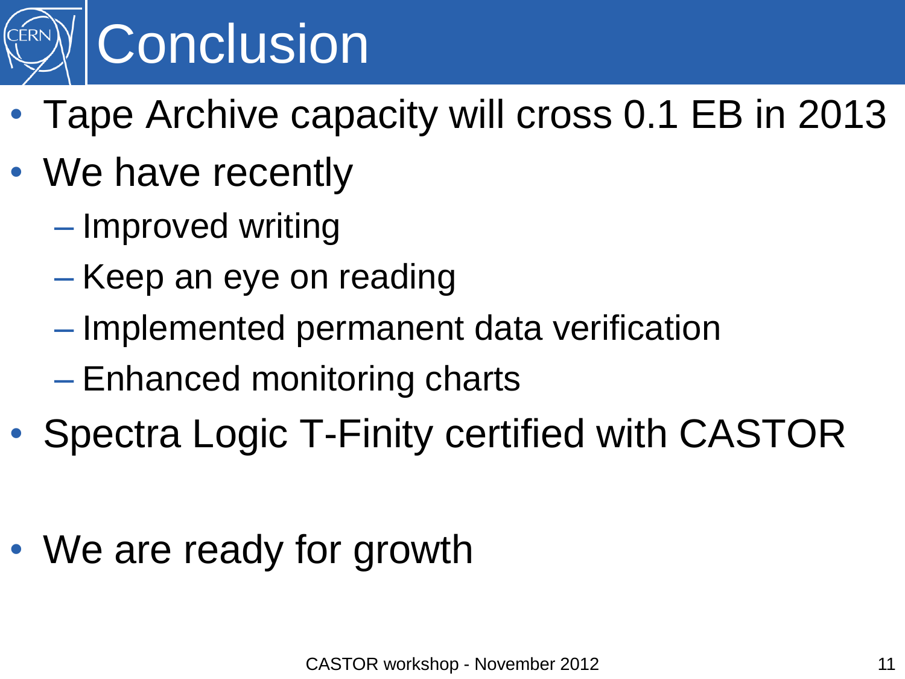# Conclusion

- Tape Archive capacity will cross 0.1 EB in 2013
- We have recently
  - Improved writing
  - Keep an eye on reading
  - Implemented permanent data verification
  - Enhanced monitoring charts
- Spectra Logic T-Finity certified with CASTOR

- We are ready for growth